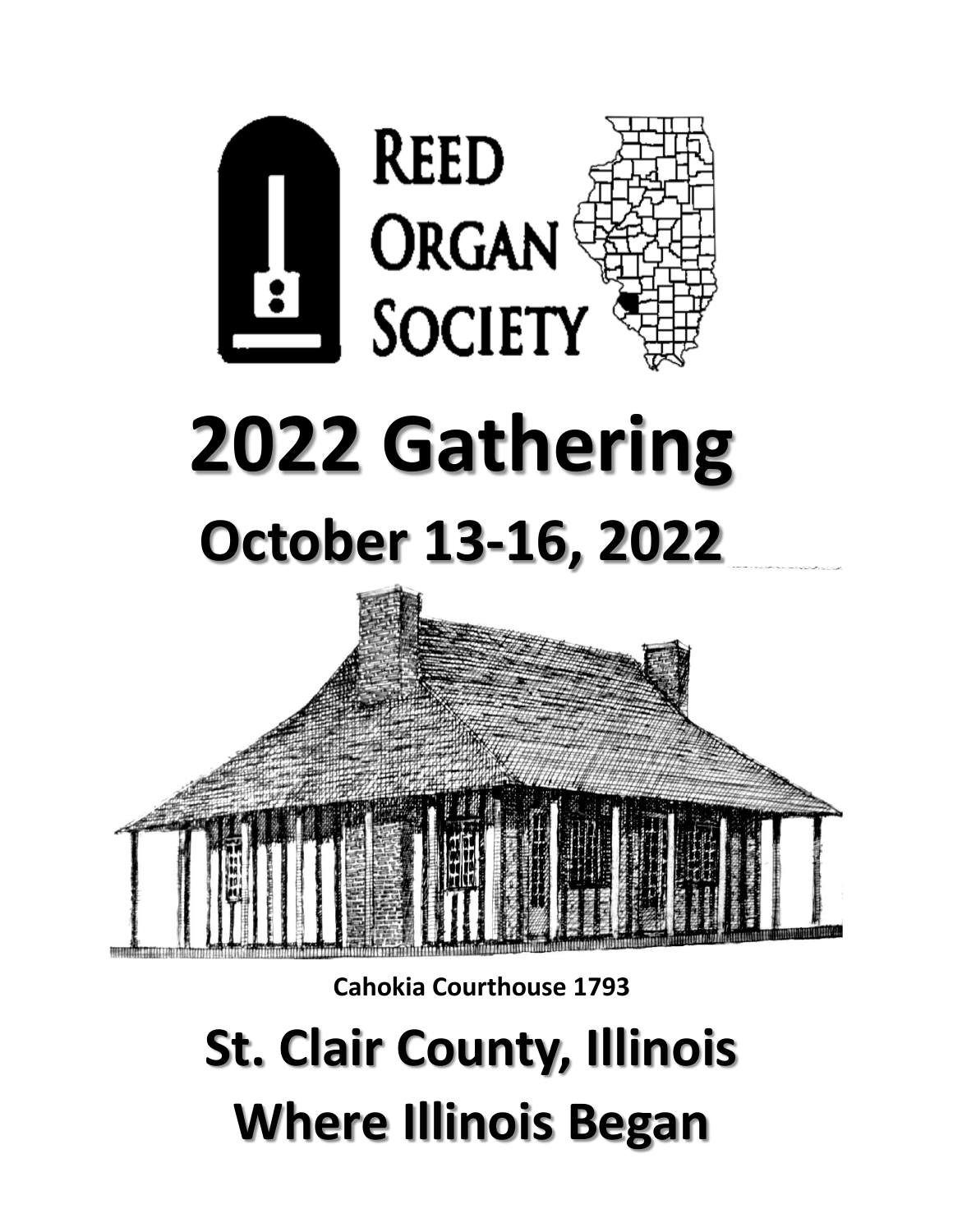# Reed Organ Society

# 2022 Gathering

## October 13-16, 2022

**Cahokia Courthouse 1793**

# St. Clair County, Illinois

# Where Illinois Began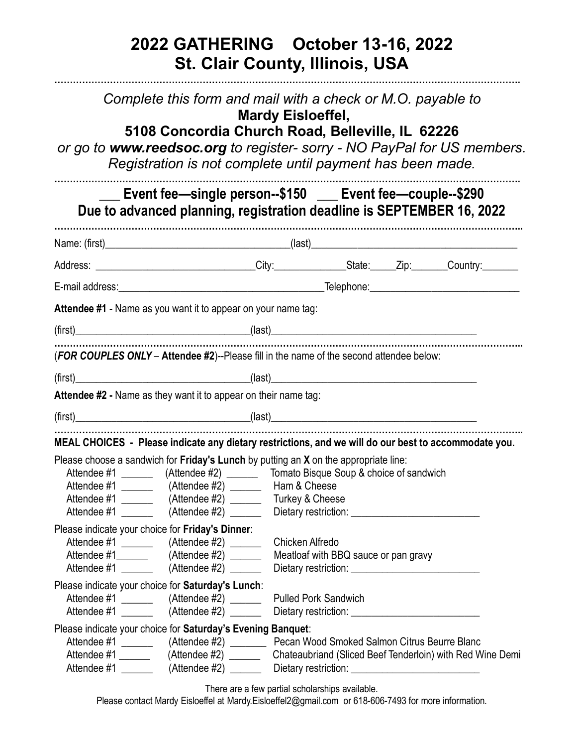# 2022 GATHERING October 13-16, 2022
# St. Clair County, Illinois, USA

*Complete this form and mail with a check or M.O. payable to*
**Mardy Eisloeffel,**
**5108 Concordia Church Road, Belleville, IL 62226**
*or go to **www.reedsoc.org** to register- sorry - NO PayPal for US members.*
*Registration is not complete until payment has been made.*

**___ Event fee—single person--$150 ___ Event fee—couple--$290**
**Due to advanced planning, registration deadline is SEPTEMBER 16, 2022**

Name: (first)________________________________(last)____________________________________

Address: ____________________________City:_____________State:_____Zip:_______Country:_______

E-mail address:______________________________________Telephone:____________________________

**Attendee #1** - Name as you want it to appear on your name tag:

(first)________________________________(last)______________________________________

(***FOR COUPLES ONLY*** – **Attendee #2**)--Please fill in the name of the second attendee below:

(first)________________________________(last)______________________________________

**Attendee #2 -** Name as they want it to appear on their name tag:

(first)________________________________(last)______________________________________

**MEAL CHOICES - Please indicate any dietary restrictions, and we will do our best to accommodate you.**

Please choose a sandwich for **Friday's Lunch** by putting an **X** on the appropriate line:
- Attendee #1 ______ (Attendee #2) ______ Tomato Bisque Soup & choice of sandwich
- Attendee #1 ______ (Attendee #2) ______ Ham & Cheese
- Attendee #1 ______ (Attendee #2) ______ Turkey & Cheese
- Attendee #1 ______ (Attendee #2) ______ Dietary restriction: ________________________

Please indicate your choice for **Friday's Dinner**:
- Attendee #1 ______ (Attendee #2) ______ Chicken Alfredo
- Attendee #1 ______ (Attendee #2) ______ Meatloaf with BBQ sauce or pan gravy
- Attendee #1 ______ (Attendee #2) ______ Dietary restriction: ________________________

Please indicate your choice for **Saturday's Lunch**:
- Attendee #1 ______ (Attendee #2) ______ Pulled Pork Sandwich
- Attendee #1 ______ (Attendee #2) ______ Dietary restriction: ________________________

Please indicate your choice for **Saturday's Evening Banquet**:
- Attendee #1 ______ (Attendee #2) _______ Pecan Wood Smoked Salmon Citrus Beurre Blanc
- Attendee #1 ______ (Attendee #2) ______ Chateaubriand (Sliced Beef Tenderloin) with Red Wine Demi
- Attendee #1 ______ (Attendee #2) ______ Dietary restriction: ________________________

There are a few partial scholarships available.
Please contact Mardy Eisloeffel at Mardy.Eisloeffel2@gmail.com or 618-606-7493 for more information.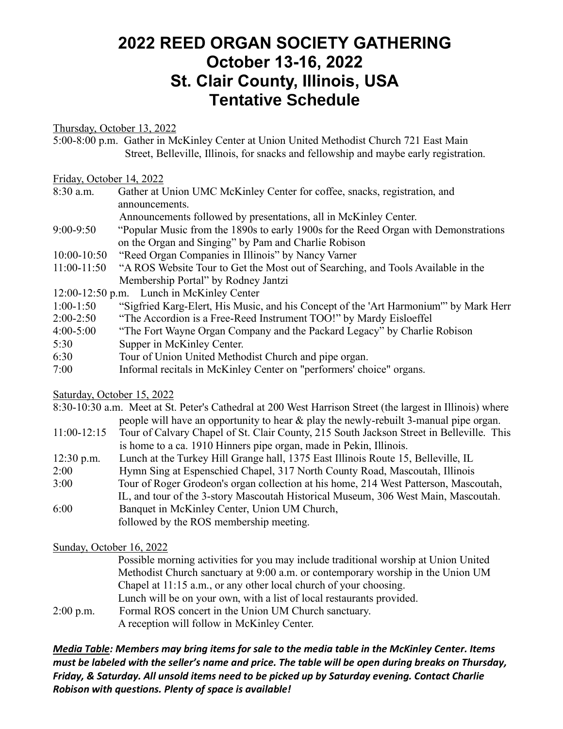# 2022 REED ORGAN SOCIETY GATHERING
# October 13-16, 2022
# St. Clair County, Illinois, USA
# Tentative Schedule

Thursday, October 13, 2022

5:00-8:00 p.m. Gather in McKinley Center at Union United Methodist Church 721 East Main Street, Belleville, Illinois, for snacks and fellowship and maybe early registration.

Friday, October 14, 2022

8:30 a.m. Gather at Union UMC McKinley Center for coffee, snacks, registration, and announcements.
Announcements followed by presentations, all in McKinley Center.

9:00-9:50 "Popular Music from the 1890s to early 1900s for the Reed Organ with Demonstrations on the Organ and Singing" by Pam and Charlie Robison

10:00-10:50 "Reed Organ Companies in Illinois" by Nancy Varner

11:00-11:50 "A ROS Website Tour to Get the Most out of Searching, and Tools Available in the Membership Portal" by Rodney Jantzi

12:00-12:50 p.m. Lunch in McKinley Center

1:00-1:50 "Sigfried Karg-Elert, His Music, and his Concept of the 'Art Harmonium'" by Mark Herr

2:00-2:50 "The Accordion is a Free-Reed Instrument TOO!" by Mardy Eisloeffel

4:00-5:00 "The Fort Wayne Organ Company and the Packard Legacy" by Charlie Robison

5:30 Supper in McKinley Center.

6:30 Tour of Union United Methodist Church and pipe organ.

7:00 Informal recitals in McKinley Center on "performers' choice" organs.

Saturday, October 15, 2022

8:30-10:30 a.m. Meet at St. Peter's Cathedral at 200 West Harrison Street (the largest in Illinois) where people will have an opportunity to hear & play the newly-rebuilt 3-manual pipe organ.

11:00-12:15 Tour of Calvary Chapel of St. Clair County, 215 South Jackson Street in Belleville. This is home to a ca. 1910 Hinners pipe organ, made in Pekin, Illinois.

12:30 p.m. Lunch at the Turkey Hill Grange hall, 1375 East Illinois Route 15, Belleville, IL

2:00 Hymn Sing at Espenschied Chapel, 317 North County Road, Mascoutah, Illinois

3:00 Tour of Roger Grodeon's organ collection at his home, 214 West Patterson, Mascoutah, IL, and tour of the 3-story Mascoutah Historical Museum, 306 West Main, Mascoutah.

6:00 Banquet in McKinley Center, Union UM Church,
followed by the ROS membership meeting.

Sunday, October 16, 2022

Possible morning activities for you may include traditional worship at Union United Methodist Church sanctuary at 9:00 a.m. or contemporary worship in the Union UM Chapel at 11:15 a.m., or any other local church of your choosing.
Lunch will be on your own, with a list of local restaurants provided.

2:00 p.m. Formal ROS concert in the Union UM Church sanctuary.
A reception will follow in McKinley Center.

***Media Table**: Members may bring items for sale to the media table in the McKinley Center. Items must be labeled with the seller's name and price. The table will be open during breaks on Thursday, Friday, & Saturday. All unsold items need to be picked up by Saturday evening. Contact Charlie Robison with questions. Plenty of space is available!*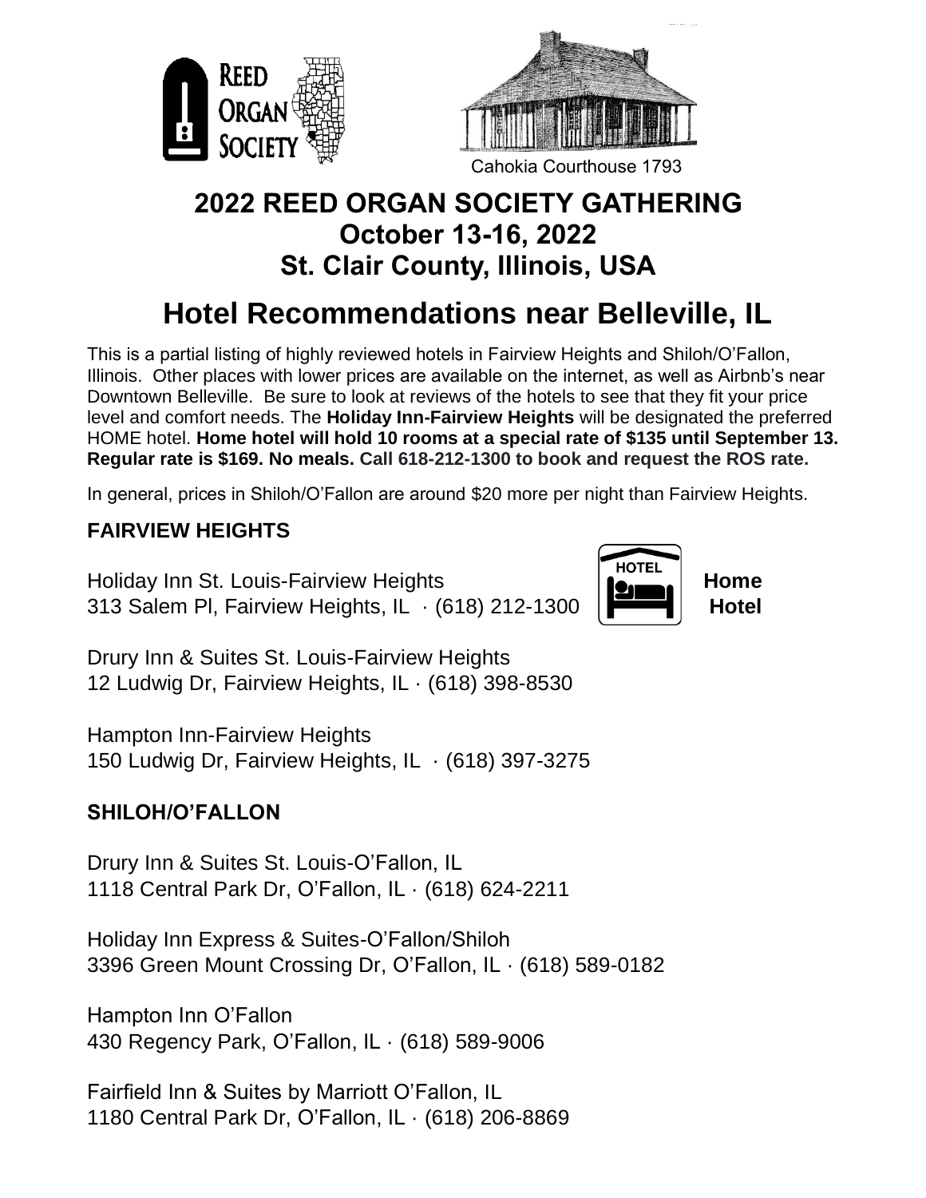REED ORGAN SOCIETY

Cahokia Courthouse 1793

# 2022 REED ORGAN SOCIETY GATHERING
## October 13-16, 2022
## St. Clair County, Illinois, USA

# Hotel Recommendations near Belleville, IL

This is a partial listing of highly reviewed hotels in Fairview Heights and Shiloh/O'Fallon, Illinois. Other places with lower prices are available on the internet, as well as Airbnb's near Downtown Belleville. Be sure to look at reviews of the hotels to see that they fit your price level and comfort needs. The **Holiday Inn-Fairview Heights** will be designated the preferred HOME hotel. **Home hotel will hold 10 rooms at a special rate of $135 until September 13. Regular rate is $169. No meals. Call 618-212-1300 to book and request the ROS rate.**

In general, prices in Shiloh/O'Fallon are around $20 more per night than Fairview Heights.

### FAIRVIEW HEIGHTS

Holiday Inn St. Louis-Fairview Heights **Home Hotel**
313 Salem Pl, Fairview Heights, IL · (618) 212-1300

Drury Inn & Suites St. Louis-Fairview Heights
12 Ludwig Dr, Fairview Heights, IL · (618) 398-8530

Hampton Inn-Fairview Heights
150 Ludwig Dr, Fairview Heights, IL · (618) 397-3275

### SHILOH/O'FALLON

Drury Inn & Suites St. Louis-O'Fallon, IL
1118 Central Park Dr, O'Fallon, IL · (618) 624-2211

Holiday Inn Express & Suites-O'Fallon/Shiloh
3396 Green Mount Crossing Dr, O'Fallon, IL · (618) 589-0182

Hampton Inn O'Fallon
430 Regency Park, O'Fallon, IL · (618) 589-9006

Fairfield Inn & Suites by Marriott O'Fallon, IL
1180 Central Park Dr, O'Fallon, IL · (618) 206-8869